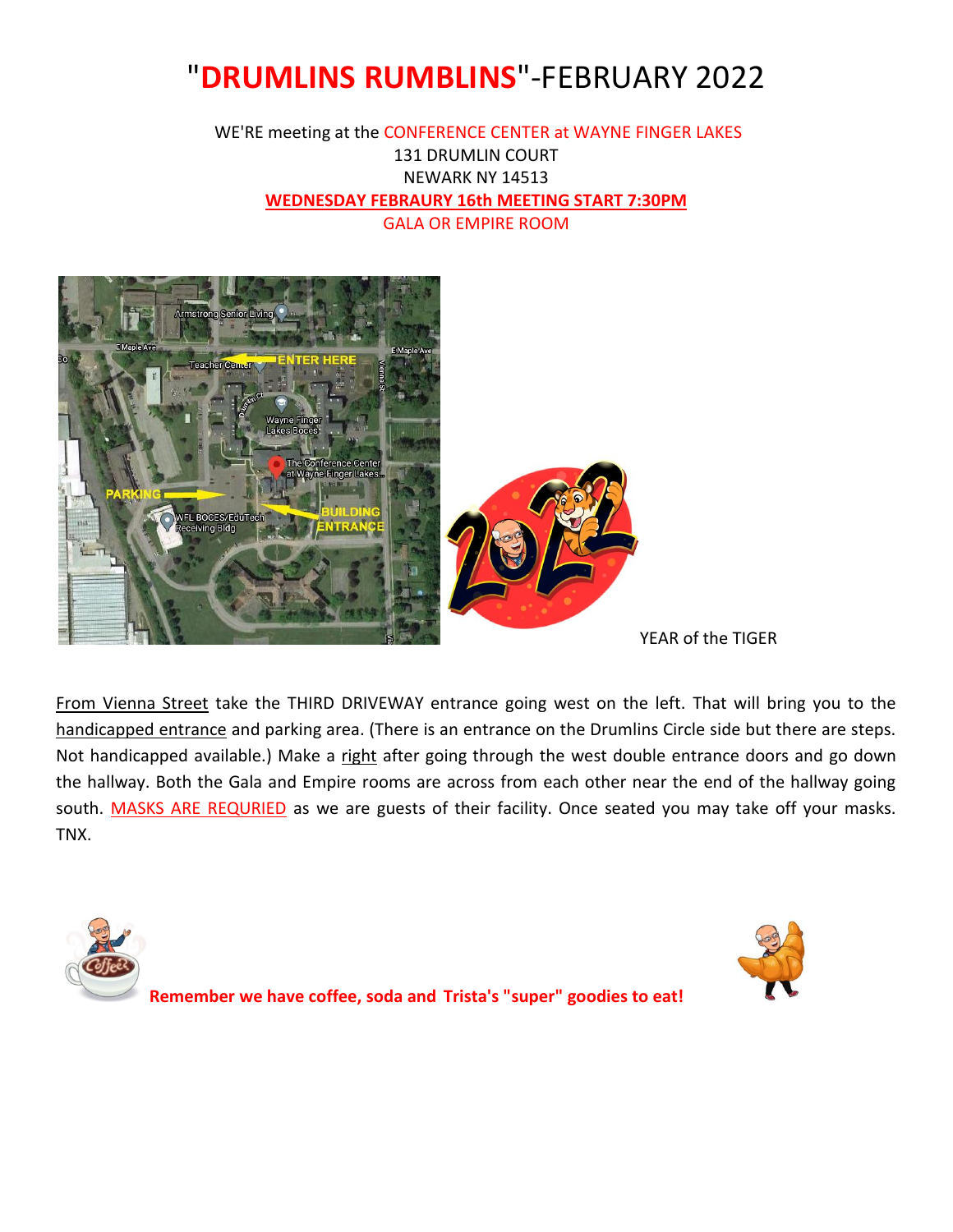# "DRUMLINS RUMBLINS"-FEBRUARY 2022

WE'RE meeting at the CONFERENCE CENTER at WAYNE FINGER LAKES
131 DRUMLIN COURT
NEWARK NY 14513
**WEDNESDAY FEBRAURY 16th MEETING START 7:30PM**
GALA OR EMPIRE ROOM

YEAR of the TIGER

From Vienna Street take the THIRD DRIVEWAY entrance going west on the left. That will bring you to the handicapped entrance and parking area. (There is an entrance on the Drumlins Circle side but there are steps. Not handicapped available.) Make a right after going through the west double entrance doors and go down the hallway. Both the Gala and Empire rooms are across from each other near the end of the hallway going south. MASKS ARE REQURIED as we are guests of their facility. Once seated you may take off your masks. TNX.

**Remember we have coffee, soda and Trista's "super" goodies to eat!**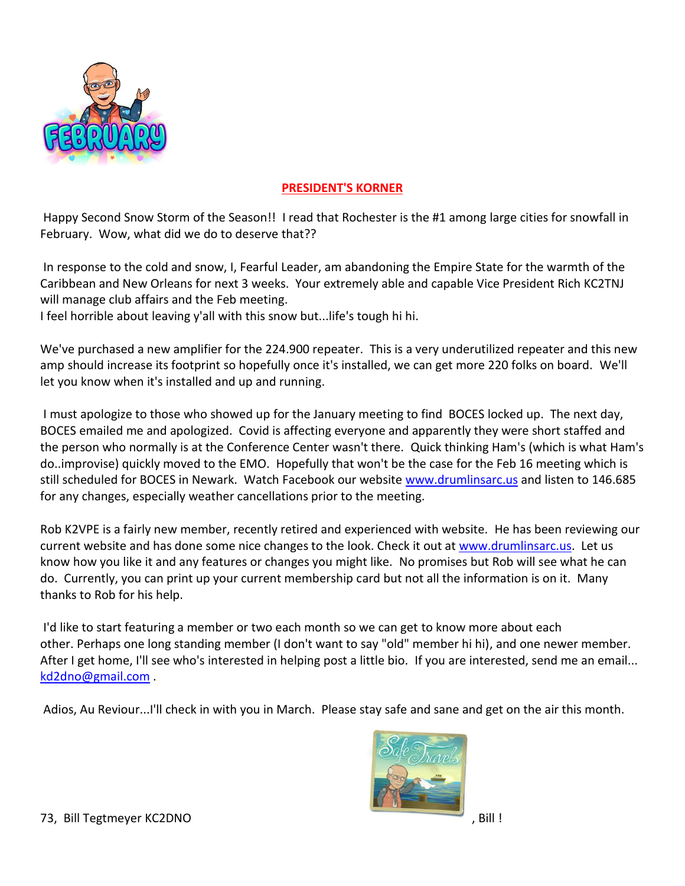## PRESIDENT'S KORNER

Happy Second Snow Storm of the Season!! I read that Rochester is the #1 among large cities for snowfall in February. Wow, what did we do to deserve that??

In response to the cold and snow, I, Fearful Leader, am abandoning the Empire State for the warmth of the Caribbean and New Orleans for next 3 weeks. Your extremely able and capable Vice President Rich KC2TNJ will manage club affairs and the Feb meeting.
I feel horrible about leaving y'all with this snow but...life's tough hi hi.

We've purchased a new amplifier for the 224.900 repeater. This is a very underutilized repeater and this new amp should increase its footprint so hopefully once it's installed, we can get more 220 folks on board. We'll let you know when it's installed and up and running.

I must apologize to those who showed up for the January meeting to find BOCES locked up. The next day, BOCES emailed me and apologized. Covid is affecting everyone and apparently they were short staffed and the person who normally is at the Conference Center wasn't there. Quick thinking Ham's (which is what Ham's do..improvise) quickly moved to the EMO. Hopefully that won't be the case for the Feb 16 meeting which is still scheduled for BOCES in Newark. Watch Facebook our website www.drumlinsarc.us and listen to 146.685 for any changes, especially weather cancellations prior to the meeting.

Rob K2VPE is a fairly new member, recently retired and experienced with website. He has been reviewing our current website and has done some nice changes to the look. Check it out at www.drumlinsarc.us. Let us know how you like it and any features or changes you might like. No promises but Rob will see what he can do. Currently, you can print up your current membership card but not all the information is on it. Many thanks to Rob for his help.

I'd like to start featuring a member or two each month so we can get to know more about each other. Perhaps one long standing member (I don't want to say "old" member hi hi), and one newer member. After I get home, I'll see who's interested in helping post a little bio. If you are interested, send me an email... kd2dno@gmail.com .

Adios, Au Reviour...I'll check in with you in March. Please stay safe and sane and get on the air this month.

73, Bill Tegtmeyer KC2DNO , Bill !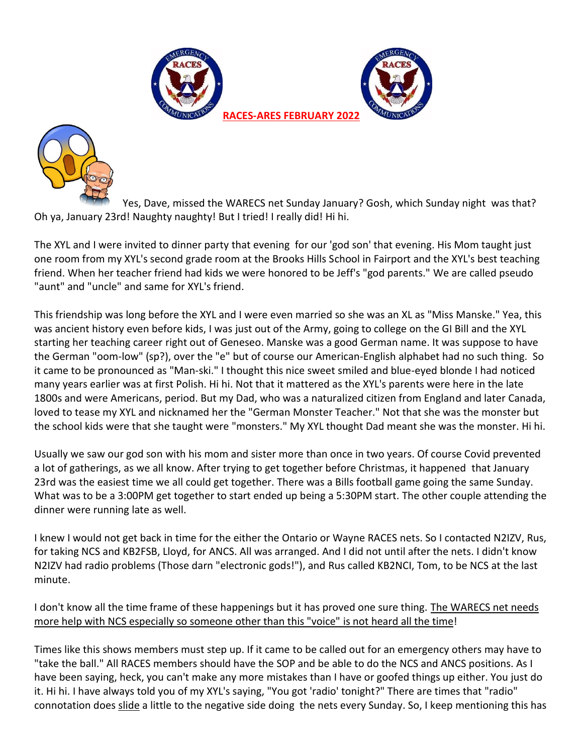**RACES-ARES FEBRUARY 2022**

Yes, Dave, missed the WARECS net Sunday January? Gosh, which Sunday night was that? Oh ya, January 23rd! Naughty naughty! But I tried! I really did! Hi hi.

The XYL and I were invited to dinner party that evening for our 'god son' that evening. His Mom taught just one room from my XYL's second grade room at the Brooks Hills School in Fairport and the XYL's best teaching friend. When her teacher friend had kids we were honored to be Jeff's "god parents." We are called pseudo "aunt" and "uncle" and same for XYL's friend.

This friendship was long before the XYL and I were even married so she was an XL as "Miss Manske." Yea, this was ancient history even before kids, I was just out of the Army, going to college on the GI Bill and the XYL starting her teaching career right out of Geneseo. Manske was a good German name. It was suppose to have the German "oom-low" (sp?), over the "e" but of course our American-English alphabet had no such thing. So it came to be pronounced as "Man-ski." I thought this nice sweet smiled and blue-eyed blonde I had noticed many years earlier was at first Polish. Hi hi. Not that it mattered as the XYL's parents were here in the late 1800s and were Americans, period. But my Dad, who was a naturalized citizen from England and later Canada, loved to tease my XYL and nicknamed her the "German Monster Teacher." Not that she was the monster but the school kids were that she taught were "monsters." My XYL thought Dad meant she was the monster. Hi hi.

Usually we saw our god son with his mom and sister more than once in two years. Of course Covid prevented a lot of gatherings, as we all know. After trying to get together before Christmas, it happened that January 23rd was the easiest time we all could get together. There was a Bills football game going the same Sunday. What was to be a 3:00PM get together to start ended up being a 5:30PM start. The other couple attending the dinner were running late as well.

I knew I would not get back in time for the either the Ontario or Wayne RACES nets. So I contacted N2IZV, Rus, for taking NCS and KB2FSB, Lloyd, for ANCS. All was arranged. And I did not until after the nets. I didn't know N2IZV had radio problems (Those darn "electronic gods!"), and Rus called KB2NCI, Tom, to be NCS at the last minute.

I don't know all the time frame of these happenings but it has proved one sure thing. <u>The WARECS net needs more help with NCS especially so someone other than this "voice" is not heard all the time</u>!

Times like this shows members must step up. If it came to be called out for an emergency others may have to "take the ball." All RACES members should have the SOP and be able to do the NCS and ANCS positions. As I have been saying, heck, you can't make any more mistakes than I have or goofed things up either. You just do it. Hi hi. I have always told you of my XYL's saying, "You got 'radio' tonight?" There are times that "radio" connotation does <u>slide</u> a little to the negative side doing the nets every Sunday. So, I keep mentioning this has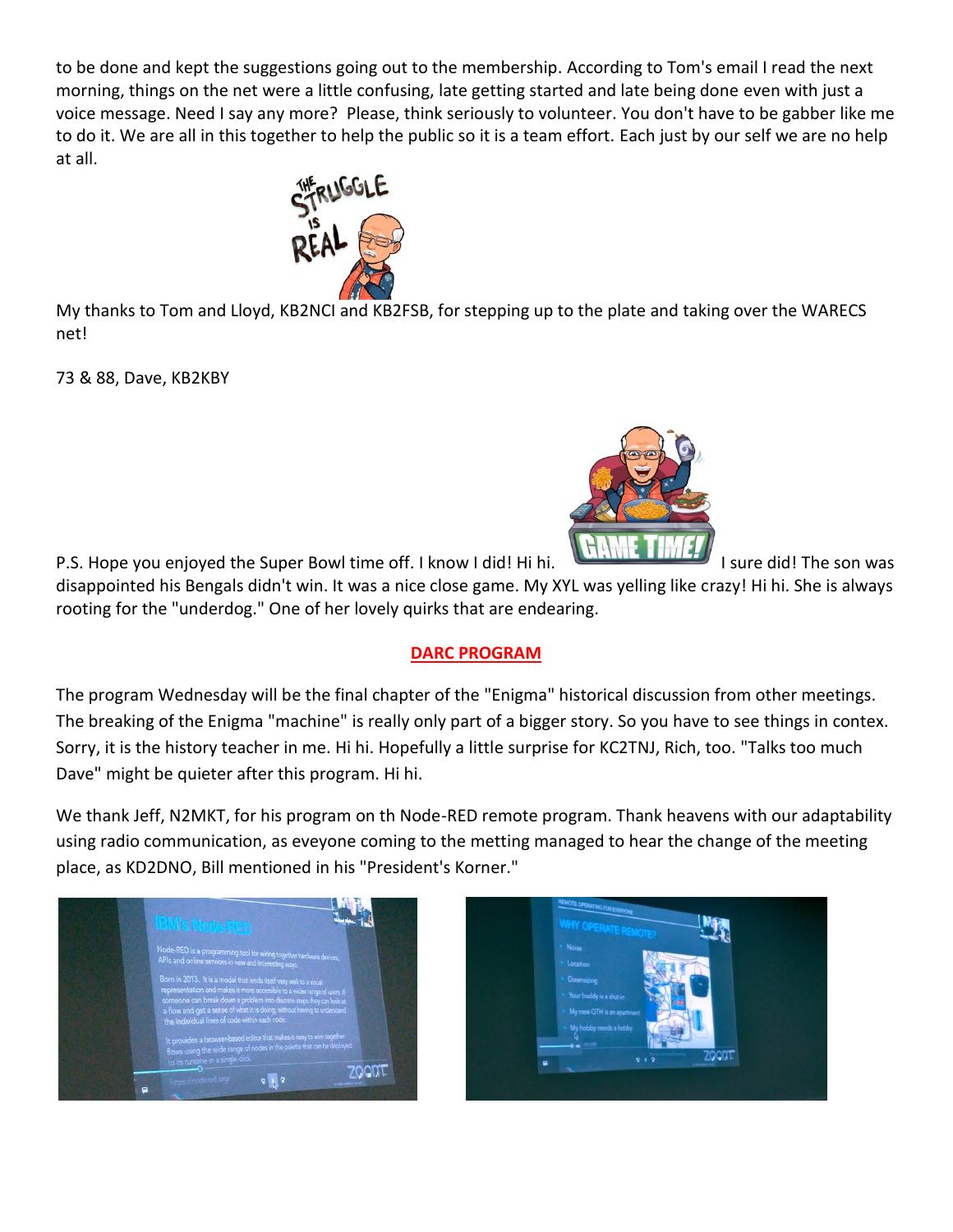to be done and kept the suggestions going out to the membership. According to Tom's email I read the next morning, things on the net were a little confusing, late getting started and late being done even with just a voice message. Need I say any more? Please, think seriously to volunteer. You don't have to be gabber like me to do it. We are all in this together to help the public so it is a team effort. Each just by our self we are no help at all.

My thanks to Tom and Lloyd, KB2NCI and KB2FSB, for stepping up to the plate and taking over the WARECS net!

73 & 88, Dave, KB2KBY

P.S. Hope you enjoyed the Super Bowl time off. I know I did! Hi hi. I sure did! The son was disappointed his Bengals didn't win. It was a nice close game. My XYL was yelling like crazy! Hi hi. She is always rooting for the "underdog." One of her lovely quirks that are endearing.

## DARC PROGRAM

The program Wednesday will be the final chapter of the "Enigma" historical discussion from other meetings. The breaking of the Enigma "machine" is really only part of a bigger story. So you have to see things in contex. Sorry, it is the history teacher in me. Hi hi. Hopefully a little surprise for KC2TNJ, Rich, too. "Talks too much Dave" might be quieter after this program. Hi hi.

We thank Jeff, N2MKT, for his program on th Node-RED remote program. Thank heavens with our adaptability using radio communication, as eveyone coming to the metting managed to hear the change of the meeting place, as KD2DNO, Bill mentioned in his "President's Korner."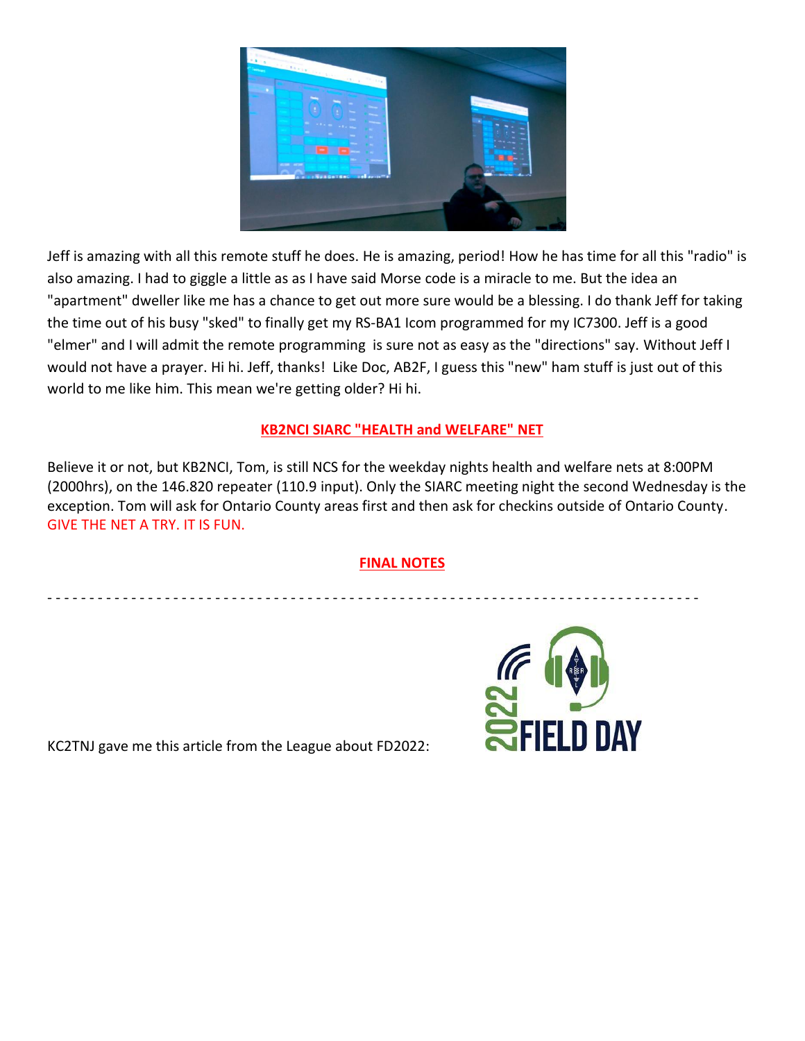Jeff is amazing with all this remote stuff he does. He is amazing, period! How he has time for all this "radio" is also amazing. I had to giggle a little as as I have said Morse code is a miracle to me. But the idea an "apartment" dweller like me has a chance to get out more sure would be a blessing. I do thank Jeff for taking the time out of his busy "sked" to finally get my RS-BA1 Icom programmed for my IC7300. Jeff is a good "elmer" and I will admit the remote programming is sure not as easy as the "directions" say. Without Jeff I would not have a prayer. Hi hi. Jeff, thanks! Like Doc, AB2F, I guess this "new" ham stuff is just out of this world to me like him. This mean we're getting older? Hi hi.

## KB2NCI SIARC "HEALTH and WELFARE" NET

Believe it or not, but KB2NCI, Tom, is still NCS for the weekday nights health and welfare nets at 8:00PM (2000hrs), on the 146.820 repeater (110.9 input). Only the SIARC meeting night the second Wednesday is the exception. Tom will ask for Ontario County areas first and then ask for checkins outside of Ontario County. GIVE THE NET A TRY. IT IS FUN.

## FINAL NOTES

- - - - - - - - - - - - - - - - - - - - - - - - - - - - - - - - - - - - - - - - - - - - - - - - - - - - - - - - - - - - - - - - - - - - - - - - - - - - -

KC2TNJ gave me this article from the League about FD2022: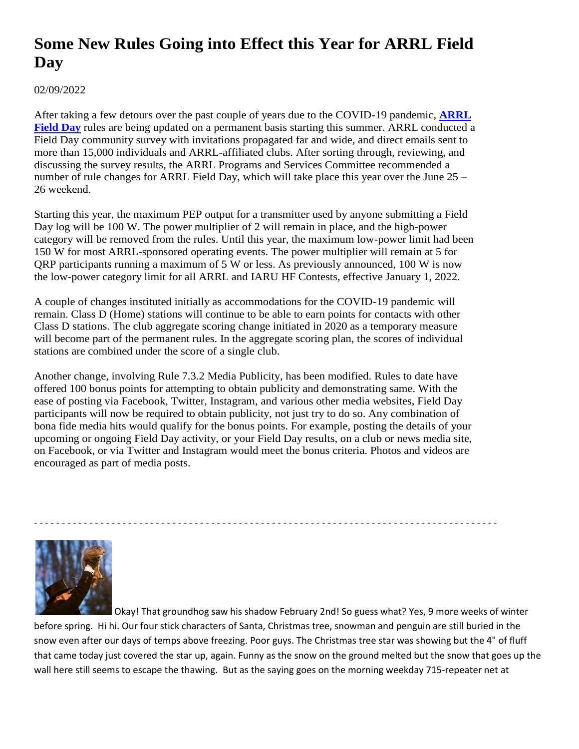# Some New Rules Going into Effect this Year for ARRL Field Day

02/09/2022

After taking a few detours over the past couple of years due to the COVID-19 pandemic, **ARRL Field Day** rules are being updated on a permanent basis starting this summer. ARRL conducted a Field Day community survey with invitations propagated far and wide, and direct emails sent to more than 15,000 individuals and ARRL-affiliated clubs. After sorting through, reviewing, and discussing the survey results, the ARRL Programs and Services Committee recommended a number of rule changes for ARRL Field Day, which will take place this year over the June 25 – 26 weekend.

Starting this year, the maximum PEP output for a transmitter used by anyone submitting a Field Day log will be 100 W. The power multiplier of 2 will remain in place, and the high-power category will be removed from the rules. Until this year, the maximum low-power limit had been 150 W for most ARRL-sponsored operating events. The power multiplier will remain at 5 for QRP participants running a maximum of 5 W or less. As previously announced, 100 W is now the low-power category limit for all ARRL and IARU HF Contests, effective January 1, 2022.

A couple of changes instituted initially as accommodations for the COVID-19 pandemic will remain. Class D (Home) stations will continue to be able to earn points for contacts with other Class D stations. The club aggregate scoring change initiated in 2020 as a temporary measure will become part of the permanent rules. In the aggregate scoring plan, the scores of individual stations are combined under the score of a single club.

Another change, involving Rule 7.3.2 Media Publicity, has been modified. Rules to date have offered 100 bonus points for attempting to obtain publicity and demonstrating same. With the ease of posting via Facebook, Twitter, Instagram, and various other media websites, Field Day participants will now be required to obtain publicity, not just try to do so. Any combination of bona fide media hits would qualify for the bonus points. For example, posting the details of your upcoming or ongoing Field Day activity, or your Field Day results, on a club or news media site, on Facebook, or via Twitter and Instagram would meet the bonus criteria. Photos and videos are encouraged as part of media posts.

- - - - - - - - - - - - - - - - - - - - - - - - - - - - - - - - - - - - - - - - - - - - - - - - - - - - - - - - - - - - - - - - - - - - - - - - - - - - - - - - -

Okay! That groundhog saw his shadow February 2nd! So guess what? Yes, 9 more weeks of winter before spring. Hi hi. Our four stick characters of Santa, Christmas tree, snowman and penguin are still buried in the snow even after our days of temps above freezing. Poor guys. The Christmas tree star was showing but the 4" of fluff that came today just covered the star up, again. Funny as the snow on the ground melted but the snow that goes up the wall here still seems to escape the thawing. But as the saying goes on the morning weekday 715-repeater net at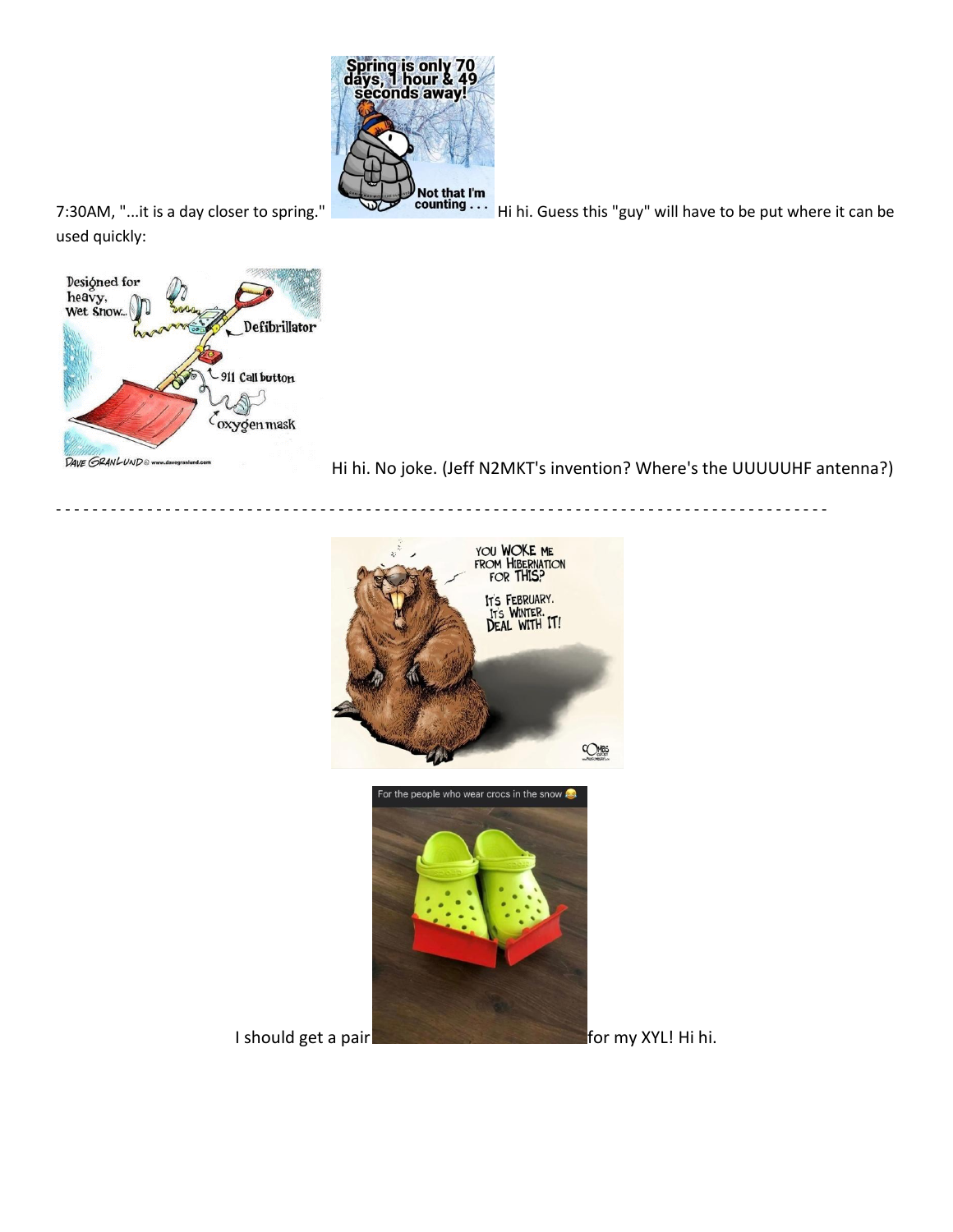7:30AM, "...it is a day closer to spring." Hi hi. Guess this "guy" will have to be put where it can be used quickly:

Hi hi. No joke. (Jeff N2MKT's invention? Where's the UUUUUHF antenna?)

- - - - - - - - - - - - - - - - - - - - - - - - - - - - - - - - - - - - - - - - - - - - - - - - - - - - - - - - - - - - - - - - - - - - - - - - - - - - - - - - - - - -

I should get a pair for my XYL! Hi hi.